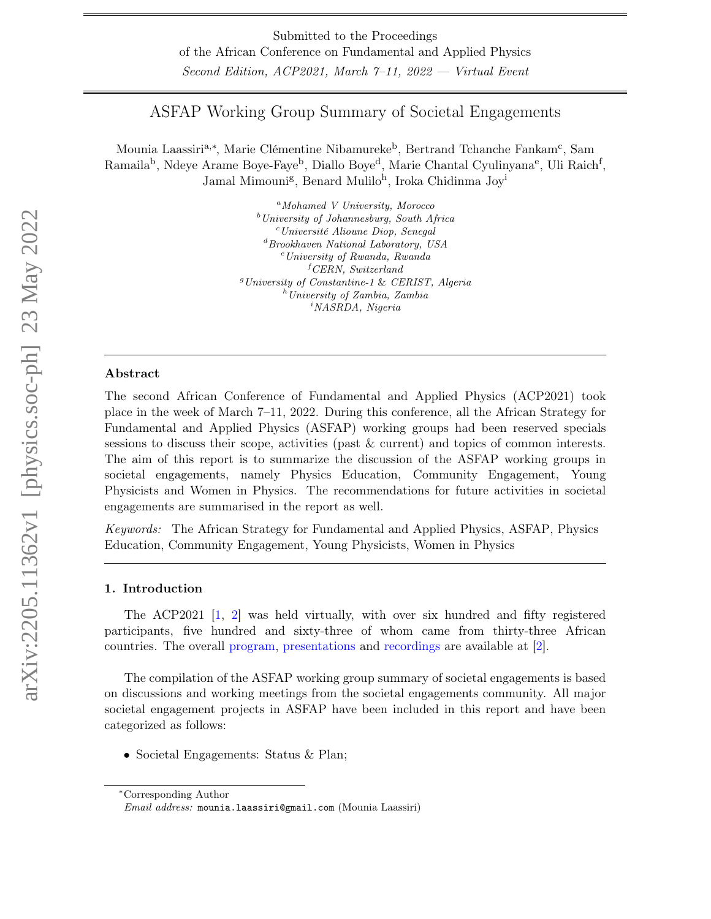Submitted to the Proceedings
of the African Conference on Fundamental and Applied Physics
*Second Edition, ACP2021, March 7–11, 2022 — Virtual Event*

# ASFAP Working Group Summary of Societal Engagements

Mounia Laassiri[a,*], Marie Clémentine Nibamureke[b], Bertrand Tchanche Fankam[c], Sam Ramaila[b], Ndeye Arame Boye-Faye[b], Diallo Boye[d], Marie Chantal Cyulinyana[e], Uli Raich[f], Jamal Mimouni[g], Benard Mulilo[h], Iroka Chidinma Joy[i]

[a] *Mohamed V University, Morocco*
[b] *University of Johannesburg, South Africa*
[c] *Université Alioune Diop, Senegal*
[d] *Brookhaven National Laboratory, USA*
[e] *University of Rwanda, Rwanda*
[f] *CERN, Switzerland*
[g] *University of Constantine-1 & CERIST, Algeria*
[h] *University of Zambia, Zambia*
[i] *NASRDA, Nigeria*

### Abstract

The second African Conference of Fundamental and Applied Physics (ACP2021) took place in the week of March 7–11, 2022. During this conference, all the African Strategy for Fundamental and Applied Physics (ASFAP) working groups had been reserved specials sessions to discuss their scope, activities (past & current) and topics of common interests. The aim of this report is to summarize the discussion of the ASFAP working groups in societal engagements, namely Physics Education, Community Engagement, Young Physicists and Women in Physics. The recommendations for future activities in societal engagements are summarised in the report as well.

*Keywords:* The African Strategy for Fundamental and Applied Physics, ASFAP, Physics Education, Community Engagement, Young Physicists, Women in Physics

## 1. Introduction

The ACP2021 [1, 2] was held virtually, with over six hundred and fifty registered participants, five hundred and sixty-three of whom came from thirty-three African countries. The overall program, presentations and recordings are available at [2].

The compilation of the ASFAP working group summary of societal engagements is based on discussions and working meetings from the societal engagements community. All major societal engagement projects in ASFAP have been included in this report and have been categorized as follows:

- Societal Engagements: Status & Plan;

*Corresponding Author
*Email address:* mounia.laassiri@gmail.com (Mounia Laassiri)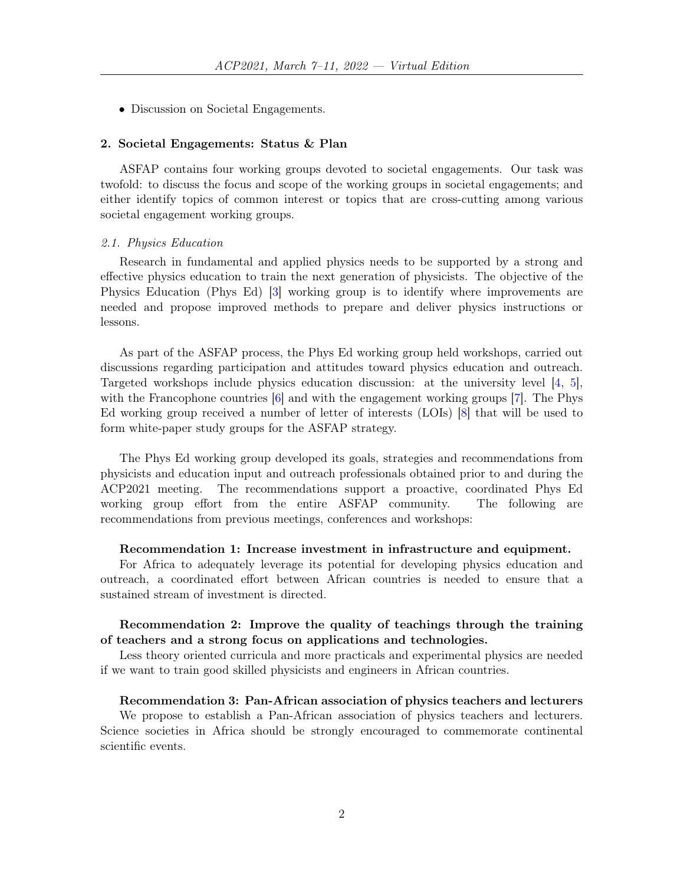- Discussion on Societal Engagements.

## 2. Societal Engagements: Status & Plan

ASFAP contains four working groups devoted to societal engagements. Our task was twofold: to discuss the focus and scope of the working groups in societal engagements; and either identify topics of common interest or topics that are cross-cutting among various societal engagement working groups.

### *2.1. Physics Education*

Research in fundamental and applied physics needs to be supported by a strong and effective physics education to train the next generation of physicists. The objective of the Physics Education (Phys Ed) [3] working group is to identify where improvements are needed and propose improved methods to prepare and deliver physics instructions or lessons.

As part of the ASFAP process, the Phys Ed working group held workshops, carried out discussions regarding participation and attitudes toward physics education and outreach. Targeted workshops include physics education discussion: at the university level [4, 5], with the Francophone countries [6] and with the engagement working groups [7]. The Phys Ed working group received a number of letter of interests (LOIs) [8] that will be used to form white-paper study groups for the ASFAP strategy.

The Phys Ed working group developed its goals, strategies and recommendations from physicists and education input and outreach professionals obtained prior to and during the ACP2021 meeting. The recommendations support a proactive, coordinated Phys Ed working group effort from the entire ASFAP community. The following are recommendations from previous meetings, conferences and workshops:

**Recommendation 1: Increase investment in infrastructure and equipment.**
For Africa to adequately leverage its potential for developing physics education and outreach, a coordinated effort between African countries is needed to ensure that a sustained stream of investment is directed.

**Recommendation 2: Improve the quality of teachings through the training of teachers and a strong focus on applications and technologies.**
Less theory oriented curricula and more practicals and experimental physics are needed if we want to train good skilled physicists and engineers in African countries.

**Recommendation 3: Pan-African association of physics teachers and lecturers**
We propose to establish a Pan-African association of physics teachers and lecturers. Science societies in Africa should be strongly encouraged to commemorate continental scientific events.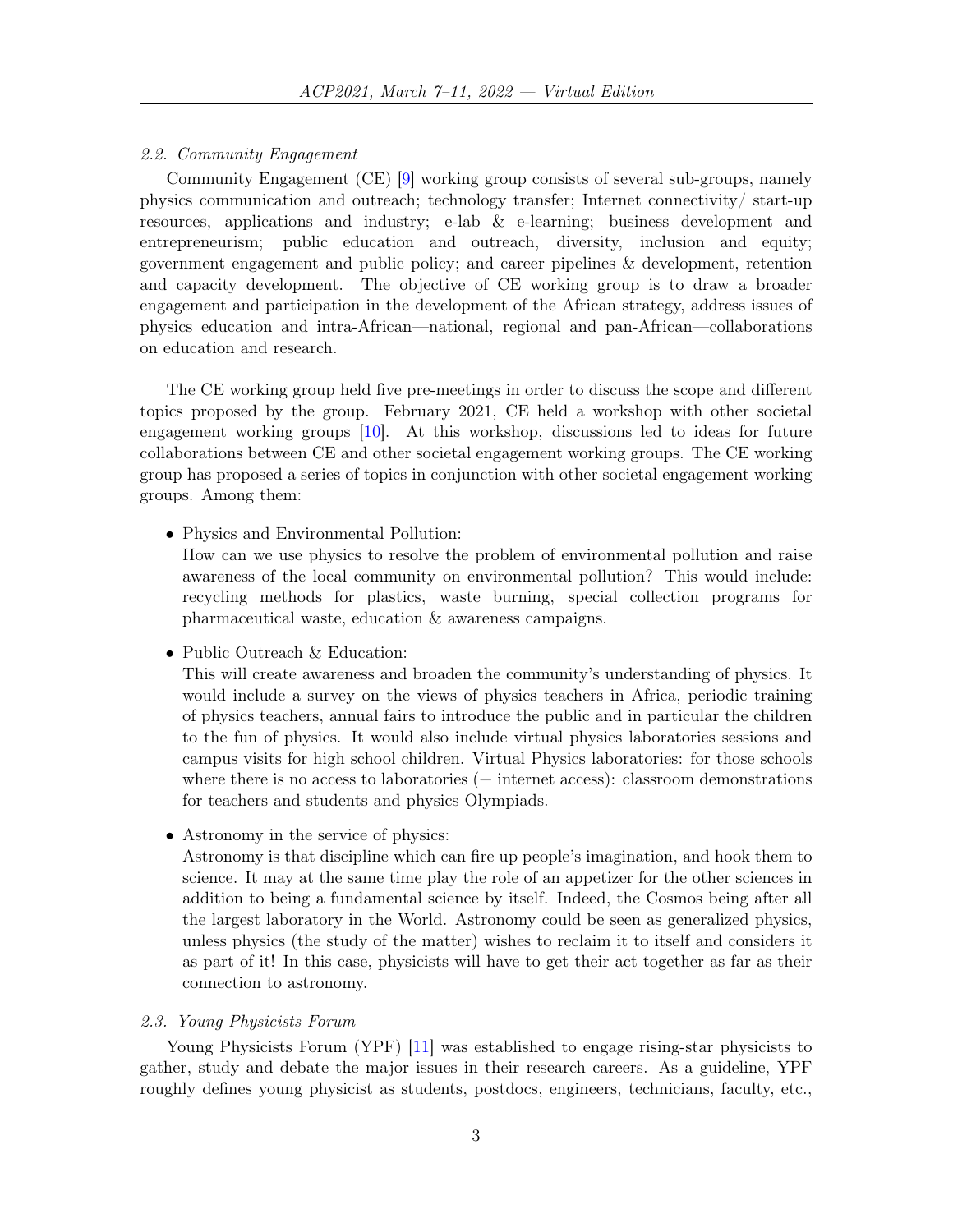### 2.2. Community Engagement

Community Engagement (CE) [9] working group consists of several sub-groups, namely physics communication and outreach; technology transfer; Internet connectivity/ start-up resources, applications and industry; e-lab & e-learning; business development and entrepreneurism; public education and outreach, diversity, inclusion and equity; government engagement and public policy; and career pipelines & development, retention and capacity development. The objective of CE working group is to draw a broader engagement and participation in the development of the African strategy, address issues of physics education and intra-African—national, regional and pan-African—collaborations on education and research.

The CE working group held five pre-meetings in order to discuss the scope and different topics proposed by the group. February 2021, CE held a workshop with other societal engagement working groups [10]. At this workshop, discussions led to ideas for future collaborations between CE and other societal engagement working groups. The CE working group has proposed a series of topics in conjunction with other societal engagement working groups. Among them:

- Physics and Environmental Pollution:
  How can we use physics to resolve the problem of environmental pollution and raise awareness of the local community on environmental pollution? This would include: recycling methods for plastics, waste burning, special collection programs for pharmaceutical waste, education & awareness campaigns.
- Public Outreach & Education:
  This will create awareness and broaden the community's understanding of physics. It would include a survey on the views of physics teachers in Africa, periodic training of physics teachers, annual fairs to introduce the public and in particular the children to the fun of physics. It would also include virtual physics laboratories sessions and campus visits for high school children. Virtual Physics laboratories: for those schools where there is no access to laboratories (+ internet access): classroom demonstrations for teachers and students and physics Olympiads.
- Astronomy in the service of physics:
  Astronomy is that discipline which can fire up people's imagination, and hook them to science. It may at the same time play the role of an appetizer for the other sciences in addition to being a fundamental science by itself. Indeed, the Cosmos being after all the largest laboratory in the World. Astronomy could be seen as generalized physics, unless physics (the study of the matter) wishes to reclaim it to itself and considers it as part of it! In this case, physicists will have to get their act together as far as their connection to astronomy.

### 2.3. Young Physicists Forum

Young Physicists Forum (YPF) [11] was established to engage rising-star physicists to gather, study and debate the major issues in their research careers. As a guideline, YPF roughly defines young physicist as students, postdocs, engineers, technicians, faculty, etc.,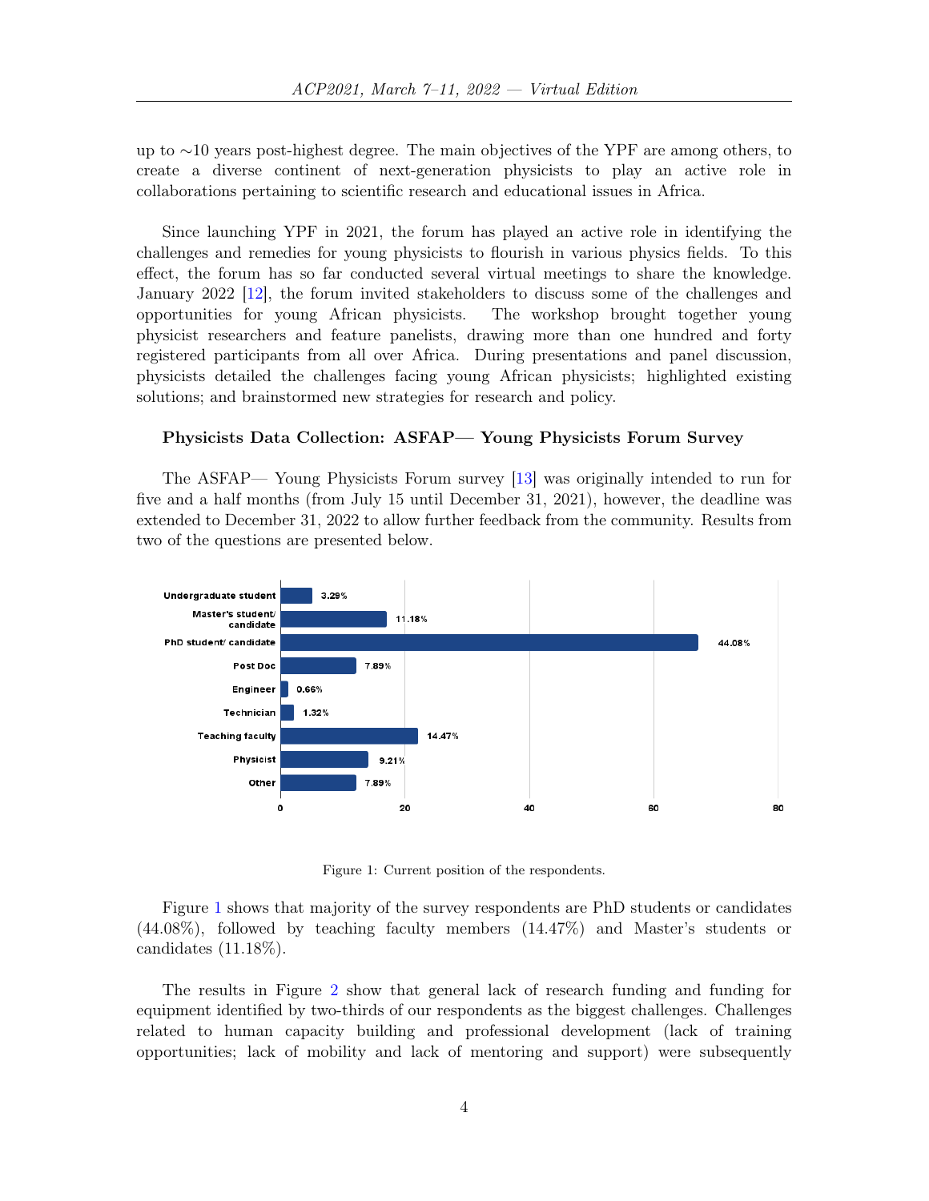up to ∼10 years post-highest degree. The main objectives of the YPF are among others, to create a diverse continent of next-generation physicists to play an active role in collaborations pertaining to scientific research and educational issues in Africa.

Since launching YPF in 2021, the forum has played an active role in identifying the challenges and remedies for young physicists to flourish in various physics fields. To this effect, the forum has so far conducted several virtual meetings to share the knowledge. January 2022 [12], the forum invited stakeholders to discuss some of the challenges and opportunities for young African physicists. The workshop brought together young physicist researchers and feature panelists, drawing more than one hundred and forty registered participants from all over Africa. During presentations and panel discussion, physicists detailed the challenges facing young African physicists; highlighted existing solutions; and brainstormed new strategies for research and policy.

### Physicists Data Collection: ASFAP— Young Physicists Forum Survey

The ASFAP— Young Physicists Forum survey [13] was originally intended to run for five and a half months (from July 15 until December 31, 2021), however, the deadline was extended to December 31, 2022 to allow further feedback from the community. Results from two of the questions are presented below.

| Position | Percentage |
|---|---|
| Undergraduate student | 3.29% |
| Master's student/ candidate | 11.18% |
| PhD student/ candidate | 44.08% |
| Post Doc | 7.89% |
| Engineer | 0.66% |
| Technician | 1.32% |
| Teaching faculty | 14.47% |
| Physicist | 9.21% |
| Other | 7.89% |

Figure 1: Current position of the respondents.

Figure 1 shows that majority of the survey respondents are PhD students or candidates (44.08%), followed by teaching faculty members (14.47%) and Master's students or candidates (11.18%).

The results in Figure 2 show that general lack of research funding and funding for equipment identified by two-thirds of our respondents as the biggest challenges. Challenges related to human capacity building and professional development (lack of training opportunities; lack of mobility and lack of mentoring and support) were subsequently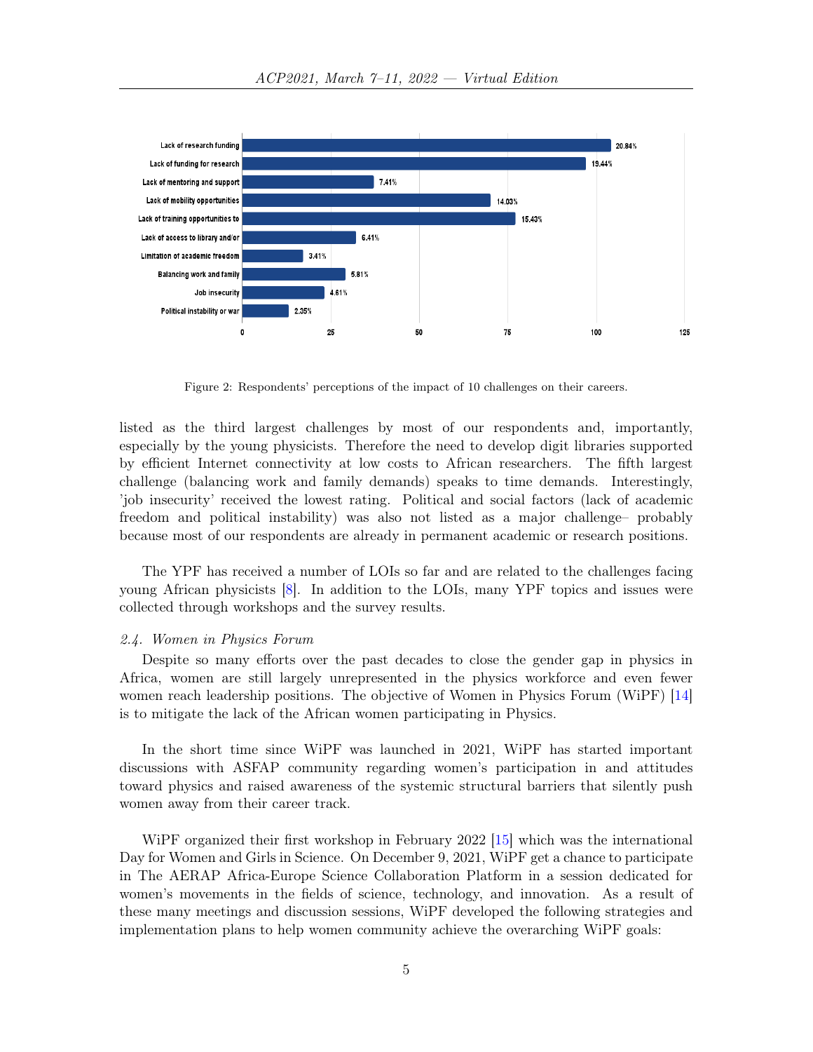Figure 2: Respondents' perceptions of the impact of 10 challenges on their careers.

listed as the third largest challenges by most of our respondents and, importantly, especially by the young physicists. Therefore the need to develop digit libraries supported by efficient Internet connectivity at low costs to African researchers. The fifth largest challenge (balancing work and family demands) speaks to time demands. Interestingly, 'job insecurity' received the lowest rating. Political and social factors (lack of academic freedom and political instability) was also not listed as a major challenge– probably because most of our respondents are already in permanent academic or research positions.

The YPF has received a number of LOIs so far and are related to the challenges facing young African physicists [8]. In addition to the LOIs, many YPF topics and issues were collected through workshops and the survey results.

### *2.4. Women in Physics Forum*

Despite so many efforts over the past decades to close the gender gap in physics in Africa, women are still largely unrepresented in the physics workforce and even fewer women reach leadership positions. The objective of Women in Physics Forum (WiPF) [14] is to mitigate the lack of the African women participating in Physics.

In the short time since WiPF was launched in 2021, WiPF has started important discussions with ASFAP community regarding women's participation in and attitudes toward physics and raised awareness of the systemic structural barriers that silently push women away from their career track.

WiPF organized their first workshop in February 2022 [15] which was the international Day for Women and Girls in Science. On December 9, 2021, WiPF get a chance to participate in The AERAP Africa-Europe Science Collaboration Platform in a session dedicated for women's movements in the fields of science, technology, and innovation. As a result of these many meetings and discussion sessions, WiPF developed the following strategies and implementation plans to help women community achieve the overarching WiPF goals: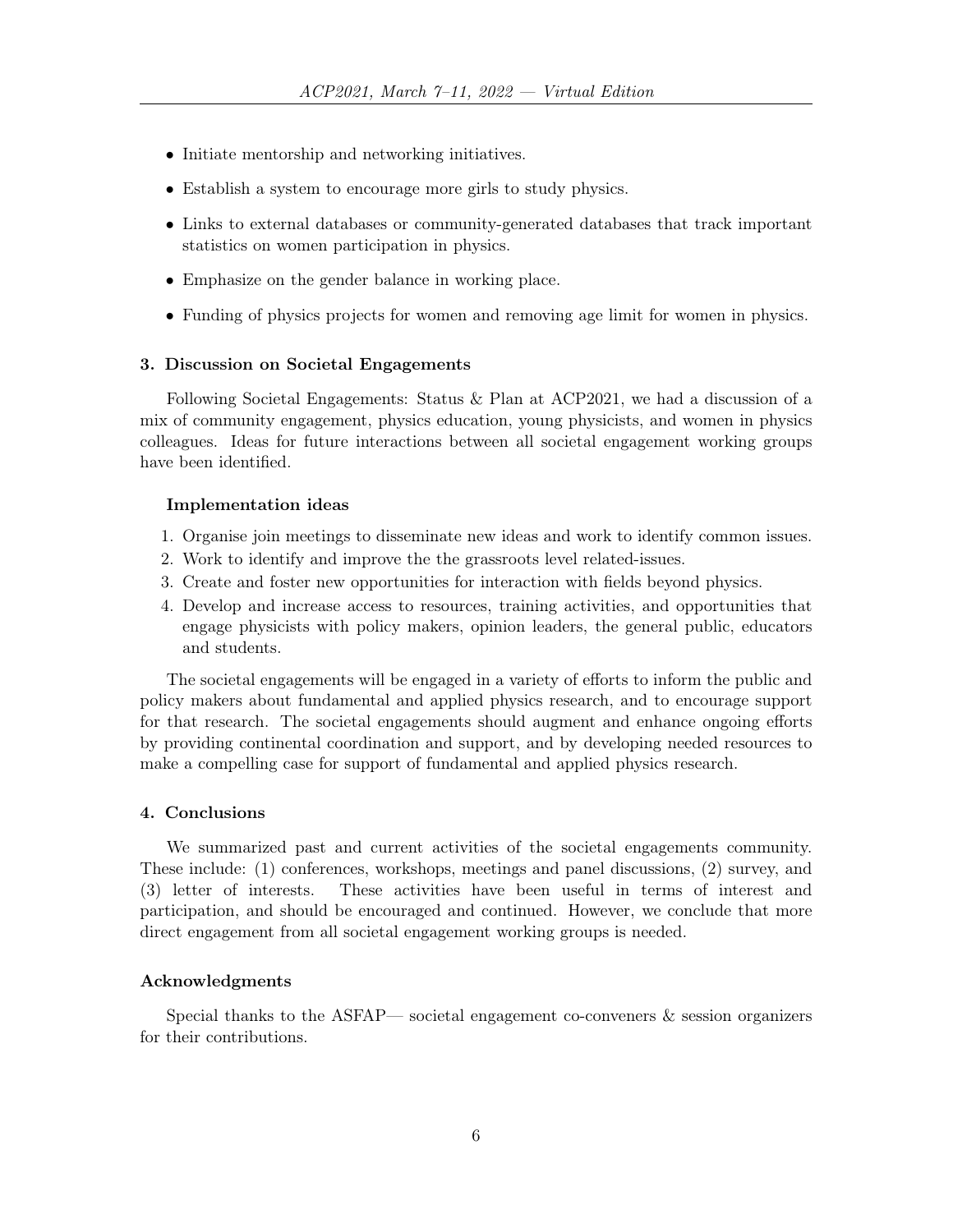- Initiate mentorship and networking initiatives.
- Establish a system to encourage more girls to study physics.
- Links to external databases or community-generated databases that track important statistics on women participation in physics.
- Emphasize on the gender balance in working place.
- Funding of physics projects for women and removing age limit for women in physics.

### 3. Discussion on Societal Engagements

Following Societal Engagements: Status & Plan at ACP2021, we had a discussion of a mix of community engagement, physics education, young physicists, and women in physics colleagues. Ideas for future interactions between all societal engagement working groups have been identified.

#### Implementation ideas

1. Organise join meetings to disseminate new ideas and work to identify common issues.
2. Work to identify and improve the the grassroots level related-issues.
3. Create and foster new opportunities for interaction with fields beyond physics.
4. Develop and increase access to resources, training activities, and opportunities that engage physicists with policy makers, opinion leaders, the general public, educators and students.

The societal engagements will be engaged in a variety of efforts to inform the public and policy makers about fundamental and applied physics research, and to encourage support for that research. The societal engagements should augment and enhance ongoing efforts by providing continental coordination and support, and by developing needed resources to make a compelling case for support of fundamental and applied physics research.

### 4. Conclusions

We summarized past and current activities of the societal engagements community. These include: (1) conferences, workshops, meetings and panel discussions, (2) survey, and (3) letter of interests. These activities have been useful in terms of interest and participation, and should be encouraged and continued. However, we conclude that more direct engagement from all societal engagement working groups is needed.

### Acknowledgments

Special thanks to the ASFAP— societal engagement co-conveners & session organizers for their contributions.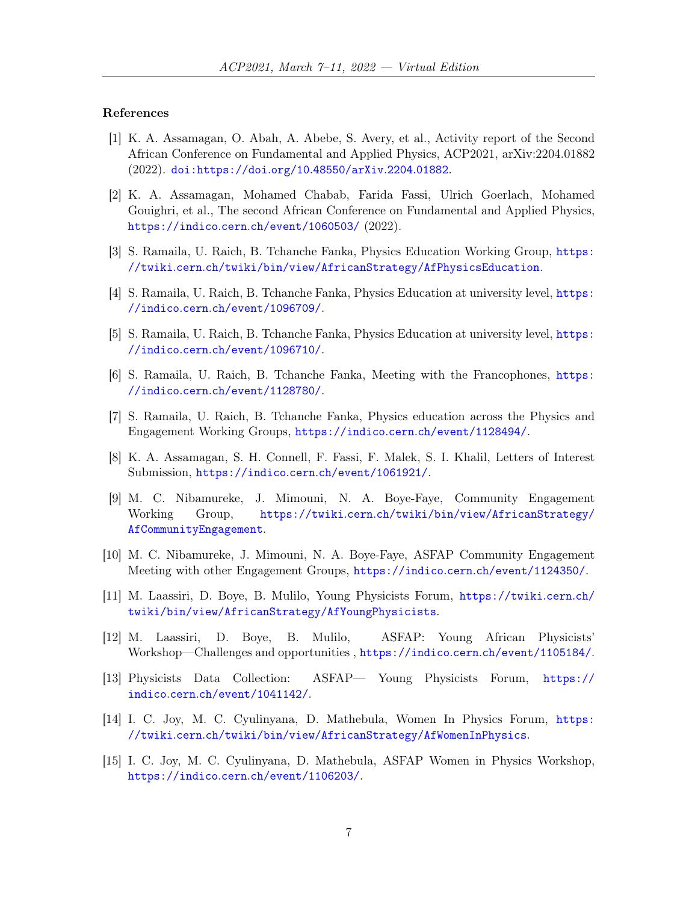### References

[1] K. A. Assamagan, O. Abah, A. Abebe, S. Avery, et al., Activity report of the Second African Conference on Fundamental and Applied Physics, ACP2021, arXiv:2204.01882 (2022). doi:https://doi.org/10.48550/arXiv.2204.01882.

[2] K. A. Assamagan, Mohamed Chabab, Farida Fassi, Ulrich Goerlach, Mohamed Gouighri, et al., The second African Conference on Fundamental and Applied Physics, https://indico.cern.ch/event/1060503/ (2022).

[3] S. Ramaila, U. Raich, B. Tchanche Fanka, Physics Education Working Group, https://twiki.cern.ch/twiki/bin/view/AfricanStrategy/AfPhysicsEducation.

[4] S. Ramaila, U. Raich, B. Tchanche Fanka, Physics Education at university level, https://indico.cern.ch/event/1096709/.

[5] S. Ramaila, U. Raich, B. Tchanche Fanka, Physics Education at university level, https://indico.cern.ch/event/1096710/.

[6] S. Ramaila, U. Raich, B. Tchanche Fanka, Meeting with the Francophones, https://indico.cern.ch/event/1128780/.

[7] S. Ramaila, U. Raich, B. Tchanche Fanka, Physics education across the Physics and Engagement Working Groups, https://indico.cern.ch/event/1128494/.

[8] K. A. Assamagan, S. H. Connell, F. Fassi, F. Malek, S. I. Khalil, Letters of Interest Submission, https://indico.cern.ch/event/1061921/.

[9] M. C. Nibamureke, J. Mimouni, N. A. Boye-Faye, Community Engagement Working Group, https://twiki.cern.ch/twiki/bin/view/AfricanStrategy/AfCommunityEngagement.

[10] M. C. Nibamureke, J. Mimouni, N. A. Boye-Faye, ASFAP Community Engagement Meeting with other Engagement Groups, https://indico.cern.ch/event/1124350/.

[11] M. Laassiri, D. Boye, B. Mulilo, Young Physicists Forum, https://twiki.cern.ch/twiki/bin/view/AfricanStrategy/AfYoungPhysicists.

[12] M. Laassiri, D. Boye, B. Mulilo, ASFAP: Young African Physicists' Workshop—Challenges and opportunities , https://indico.cern.ch/event/1105184/.

[13] Physicists Data Collection: ASFAP— Young Physicists Forum, https://indico.cern.ch/event/1041142/.

[14] I. C. Joy, M. C. Cyulinyana, D. Mathebula, Women In Physics Forum, https://twiki.cern.ch/twiki/bin/view/AfricanStrategy/AfWomenInPhysics.

[15] I. C. Joy, M. C. Cyulinyana, D. Mathebula, ASFAP Women in Physics Workshop, https://indico.cern.ch/event/1106203/.